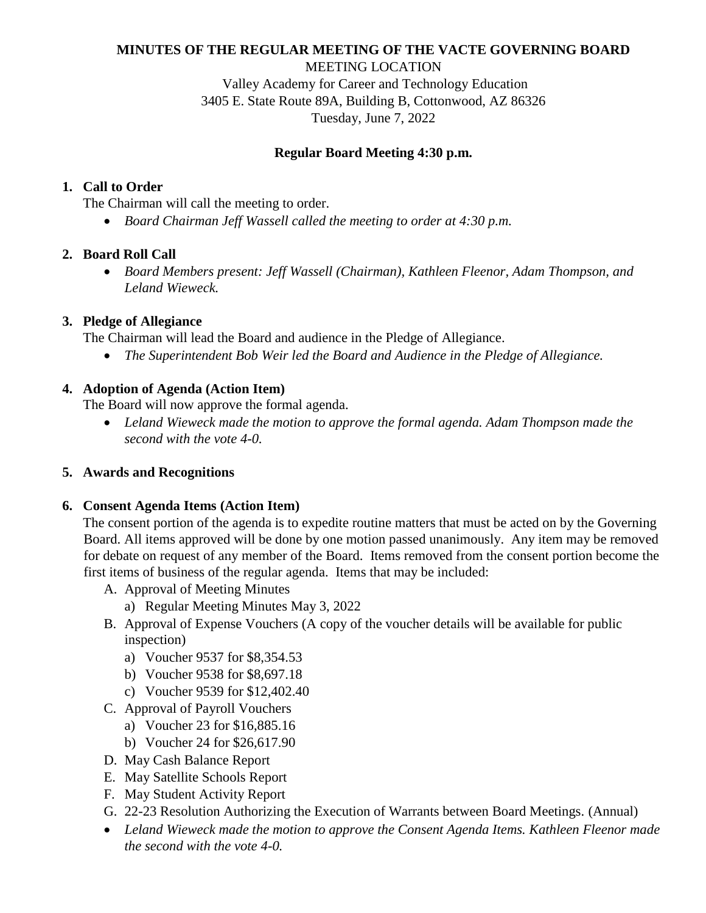**MINUTES OF THE REGULAR MEETING OF THE VACTE GOVERNING BOARD**

MEETING LOCATION

Valley Academy for Career and Technology Education

3405 E. State Route 89A, Building B, Cottonwood, AZ 86326

Tuesday, June 7, 2022

**Regular Board Meeting 4:30 p.m.**

1. **Call to Order**

   The Chairman will call the meeting to order.

   - *Board Chairman Jeff Wassell called the meeting to order at 4:30 p.m.*

2. **Board Roll Call**

   - *Board Members present: Jeff Wassell (Chairman), Kathleen Fleenor, Adam Thompson, and Leland Wieweck.*

3. **Pledge of Allegiance**

   The Chairman will lead the Board and audience in the Pledge of Allegiance.

   - *The Superintendent Bob Weir led the Board and Audience in the Pledge of Allegiance.*

4. **Adoption of Agenda (Action Item)**

   The Board will now approve the formal agenda.

   - *Leland Wieweck made the motion to approve the formal agenda. Adam Thompson made the second with the vote 4-0.*

5. **Awards and Recognitions**

6. **Consent Agenda Items (Action Item)**

   The consent portion of the agenda is to expedite routine matters that must be acted on by the Governing Board. All items approved will be done by one motion passed unanimously. Any item may be removed for debate on request of any member of the Board. Items removed from the consent portion become the first items of business of the regular agenda. Items that may be included:

   A. Approval of Meeting Minutes
      a) Regular Meeting Minutes May 3, 2022

   B. Approval of Expense Vouchers (A copy of the voucher details will be available for public inspection)
      a) Voucher 9537 for $8,354.53
      b) Voucher 9538 for $8,697.18
      c) Voucher 9539 for $12,402.40

   C. Approval of Payroll Vouchers
      a) Voucher 23 for $16,885.16
      b) Voucher 24 for $26,617.90

   D. May Cash Balance Report

   E. May Satellite Schools Report

   F. May Student Activity Report

   G. 22-23 Resolution Authorizing the Execution of Warrants between Board Meetings. (Annual)

   - *Leland Wieweck made the motion to approve the Consent Agenda Items. Kathleen Fleenor made the second with the vote 4-0.*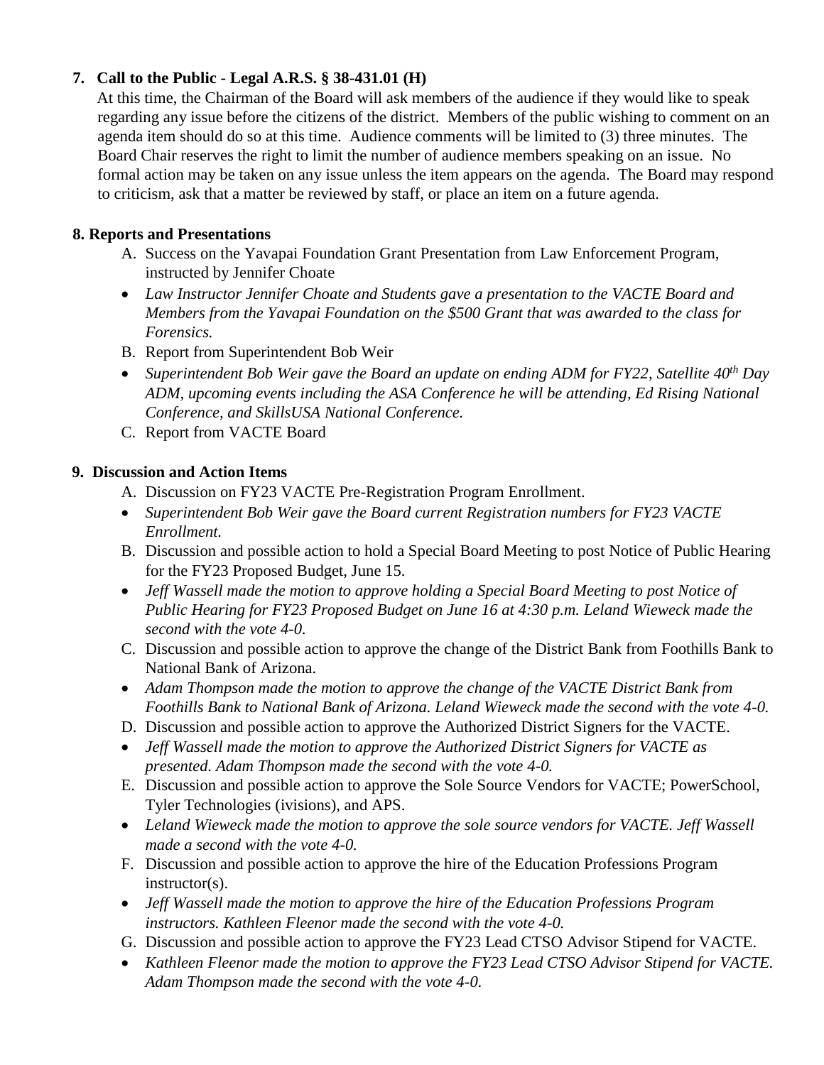**7. Call to the Public - Legal A.R.S. § 38-431.01 (H)**

At this time, the Chairman of the Board will ask members of the audience if they would like to speak regarding any issue before the citizens of the district. Members of the public wishing to comment on an agenda item should do so at this time. Audience comments will be limited to (3) three minutes. The Board Chair reserves the right to limit the number of audience members speaking on an issue. No formal action may be taken on any issue unless the item appears on the agenda. The Board may respond to criticism, ask that a matter be reviewed by staff, or place an item on a future agenda.

**8. Reports and Presentations**

A. Success on the Yavapai Foundation Grant Presentation from Law Enforcement Program, instructed by Jennifer Choate

- *Law Instructor Jennifer Choate and Students gave a presentation to the VACTE Board and Members from the Yavapai Foundation on the $500 Grant that was awarded to the class for Forensics.*

B. Report from Superintendent Bob Weir

- *Superintendent Bob Weir gave the Board an update on ending ADM for FY22, Satellite 40th Day ADM, upcoming events including the ASA Conference he will be attending, Ed Rising National Conference, and SkillsUSA National Conference.*

C. Report from VACTE Board

**9. Discussion and Action Items**

A. Discussion on FY23 VACTE Pre-Registration Program Enrollment.

- *Superintendent Bob Weir gave the Board current Registration numbers for FY23 VACTE Enrollment.*

B. Discussion and possible action to hold a Special Board Meeting to post Notice of Public Hearing for the FY23 Proposed Budget, June 15.

- *Jeff Wassell made the motion to approve holding a Special Board Meeting to post Notice of Public Hearing for FY23 Proposed Budget on June 16 at 4:30 p.m. Leland Wieweck made the second with the vote 4-0.*

C. Discussion and possible action to approve the change of the District Bank from Foothills Bank to National Bank of Arizona.

- *Adam Thompson made the motion to approve the change of the VACTE District Bank from Foothills Bank to National Bank of Arizona. Leland Wieweck made the second with the vote 4-0.*

D. Discussion and possible action to approve the Authorized District Signers for the VACTE.

- *Jeff Wassell made the motion to approve the Authorized District Signers for VACTE as presented. Adam Thompson made the second with the vote 4-0.*

E. Discussion and possible action to approve the Sole Source Vendors for VACTE; PowerSchool, Tyler Technologies (ivisions), and APS.

- *Leland Wieweck made the motion to approve the sole source vendors for VACTE. Jeff Wassell made a second with the vote 4-0.*

F. Discussion and possible action to approve the hire of the Education Professions Program instructor(s).

- *Jeff Wassell made the motion to approve the hire of the Education Professions Program instructors. Kathleen Fleenor made the second with the vote 4-0.*

G. Discussion and possible action to approve the FY23 Lead CTSO Advisor Stipend for VACTE.

- *Kathleen Fleenor made the motion to approve the FY23 Lead CTSO Advisor Stipend for VACTE. Adam Thompson made the second with the vote 4-0.*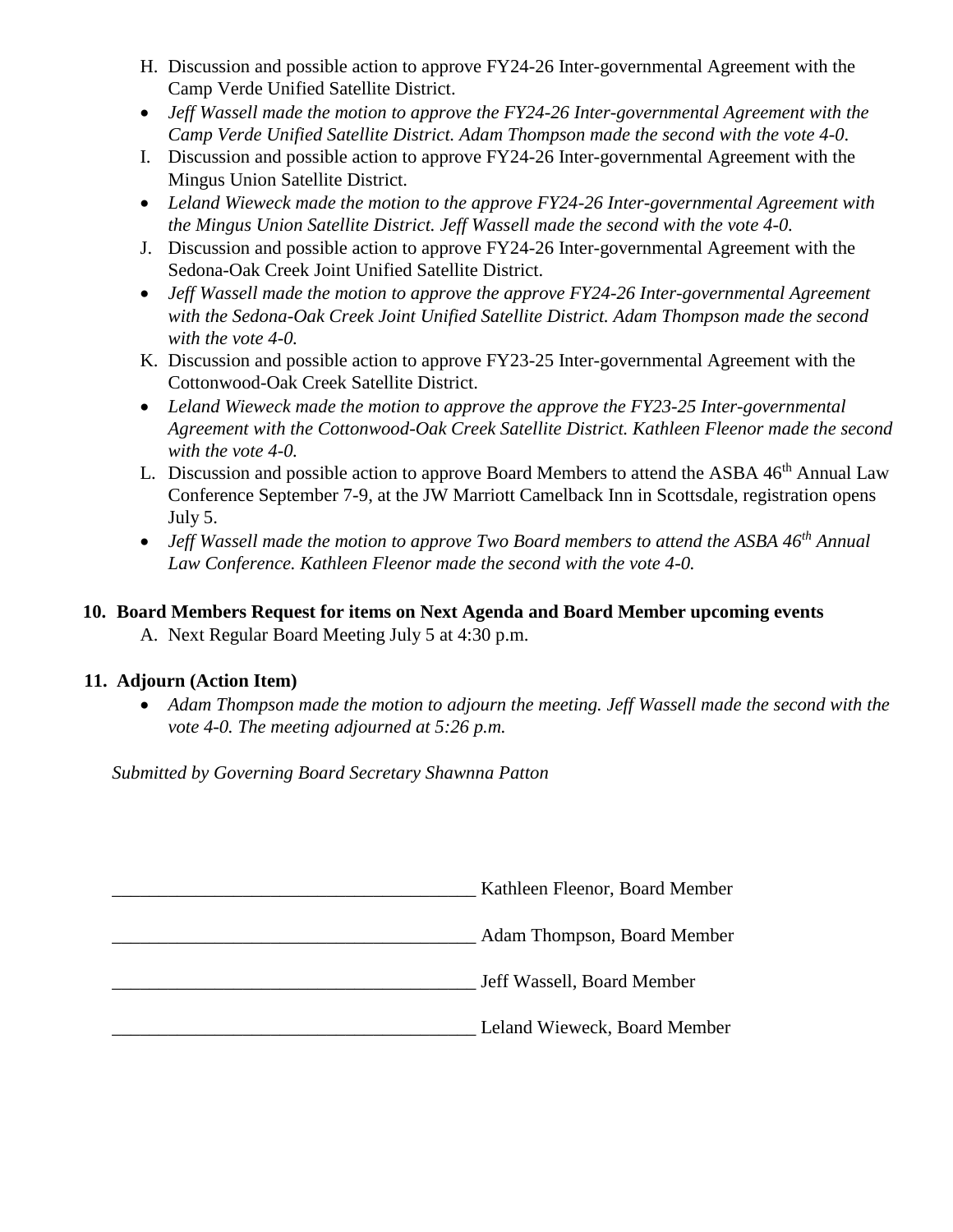H. Discussion and possible action to approve FY24-26 Inter-governmental Agreement with the Camp Verde Unified Satellite District.

- *Jeff Wassell made the motion to approve the FY24-26 Inter-governmental Agreement with the Camp Verde Unified Satellite District. Adam Thompson made the second with the vote 4-0.*

I. Discussion and possible action to approve FY24-26 Inter-governmental Agreement with the Mingus Union Satellite District.

- *Leland Wieweck made the motion to the approve FY24-26 Inter-governmental Agreement with the Mingus Union Satellite District. Jeff Wassell made the second with the vote 4-0.*

J. Discussion and possible action to approve FY24-26 Inter-governmental Agreement with the Sedona-Oak Creek Joint Unified Satellite District.

- *Jeff Wassell made the motion to approve the approve FY24-26 Inter-governmental Agreement with the Sedona-Oak Creek Joint Unified Satellite District. Adam Thompson made the second with the vote 4-0.*

K. Discussion and possible action to approve FY23-25 Inter-governmental Agreement with the Cottonwood-Oak Creek Satellite District.

- *Leland Wieweck made the motion to approve the approve the FY23-25 Inter-governmental Agreement with the Cottonwood-Oak Creek Satellite District. Kathleen Fleenor made the second with the vote 4-0.*

L. Discussion and possible action to approve Board Members to attend the ASBA 46th Annual Law Conference September 7-9, at the JW Marriott Camelback Inn in Scottsdale, registration opens July 5.

- *Jeff Wassell made the motion to approve Two Board members to attend the ASBA 46th Annual Law Conference. Kathleen Fleenor made the second with the vote 4-0.*

**10. Board Members Request for items on Next Agenda and Board Member upcoming events**

A. Next Regular Board Meeting July 5 at 4:30 p.m.

**11. Adjourn (Action Item)**

- *Adam Thompson made the motion to adjourn the meeting. Jeff Wassell made the second with the vote 4-0. The meeting adjourned at 5:26 p.m.*

*Submitted by Governing Board Secretary Shawnna Patton*

________________________________________ Kathleen Fleenor, Board Member

________________________________________ Adam Thompson, Board Member

________________________________________ Jeff Wassell, Board Member

________________________________________ Leland Wieweck, Board Member